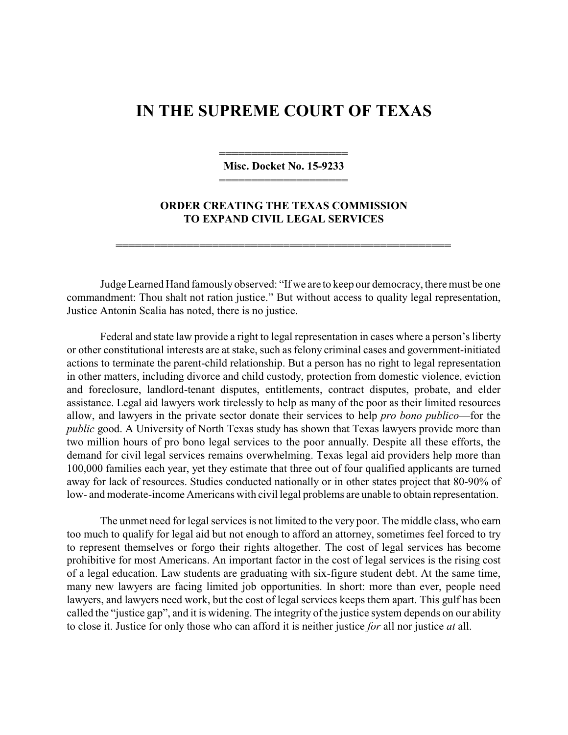# IN THE SUPREME COURT OF TEXAS

**Misc. Docket No. 15-9233**

**ORDER CREATING THE TEXAS COMMISSION TO EXPAND CIVIL LEGAL SERVICES**

Judge Learned Hand famously observed: "If we are to keep our democracy, there must be one commandment: Thou shalt not ration justice." But without access to quality legal representation, Justice Antonin Scalia has noted, there is no justice.

Federal and state law provide a right to legal representation in cases where a person's liberty or other constitutional interests are at stake, such as felony criminal cases and government-initiated actions to terminate the parent-child relationship. But a person has no right to legal representation in other matters, including divorce and child custody, protection from domestic violence, eviction and foreclosure, landlord-tenant disputes, entitlements, contract disputes, probate, and elder assistance. Legal aid lawyers work tirelessly to help as many of the poor as their limited resources allow, and lawyers in the private sector donate their services to help *pro bono publico*—for the *public* good. A University of North Texas study has shown that Texas lawyers provide more than two million hours of pro bono legal services to the poor annually. Despite all these efforts, the demand for civil legal services remains overwhelming. Texas legal aid providers help more than 100,000 families each year, yet they estimate that three out of four qualified applicants are turned away for lack of resources. Studies conducted nationally or in other states project that 80-90% of low- and moderate-income Americans with civil legal problems are unable to obtain representation.

The unmet need for legal services is not limited to the very poor. The middle class, who earn too much to qualify for legal aid but not enough to afford an attorney, sometimes feel forced to try to represent themselves or forgo their rights altogether. The cost of legal services has become prohibitive for most Americans. An important factor in the cost of legal services is the rising cost of a legal education. Law students are graduating with six-figure student debt. At the same time, many new lawyers are facing limited job opportunities. In short: more than ever, people need lawyers, and lawyers need work, but the cost of legal services keeps them apart. This gulf has been called the "justice gap", and it is widening. The integrity of the justice system depends on our ability to close it. Justice for only those who can afford it is neither justice *for* all nor justice *at* all.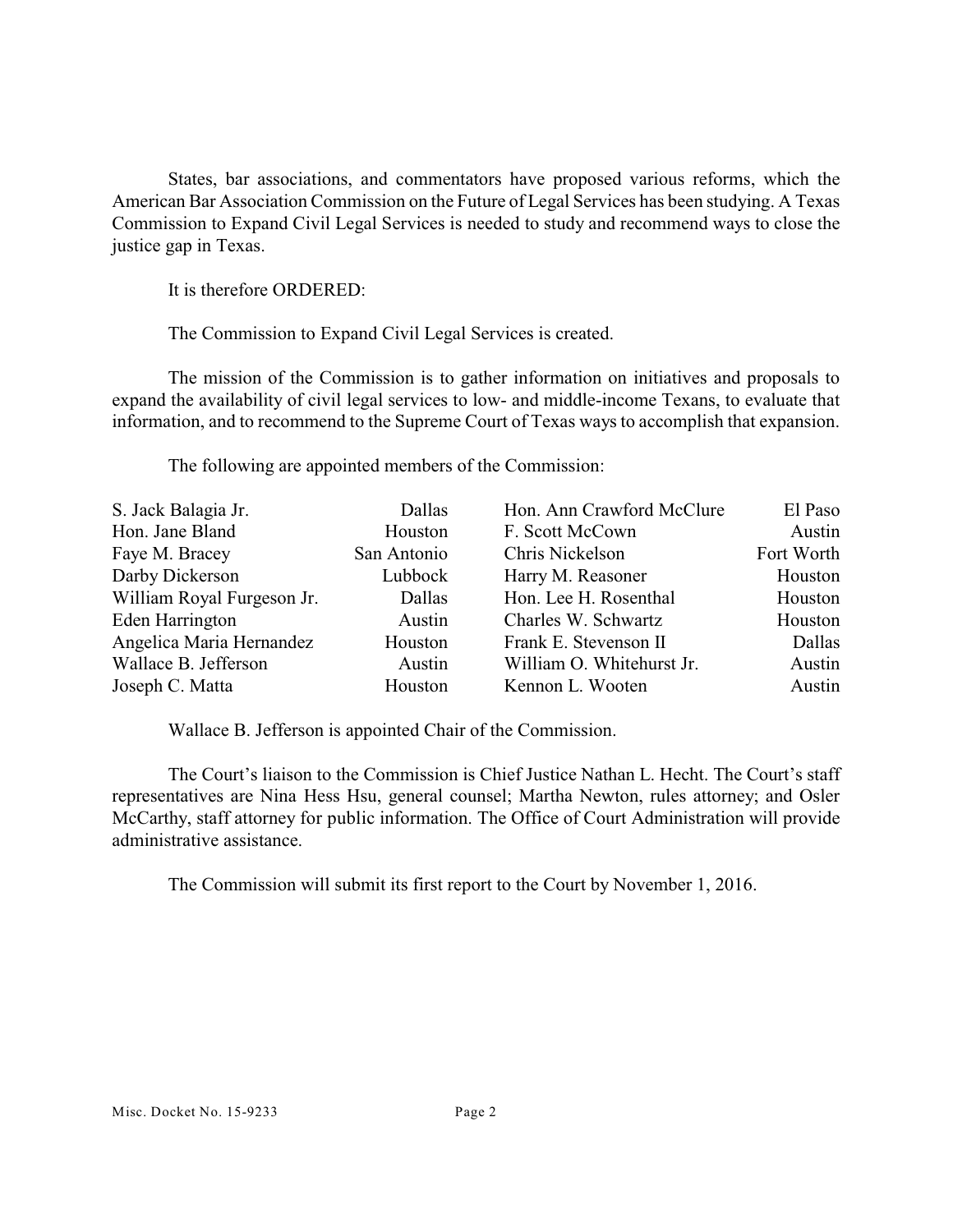States, bar associations, and commentators have proposed various reforms, which the American Bar Association Commission on the Future of Legal Services has been studying. A Texas Commission to Expand Civil Legal Services is needed to study and recommend ways to close the justice gap in Texas.

It is therefore ORDERED:

The Commission to Expand Civil Legal Services is created.

The mission of the Commission is to gather information on initiatives and proposals to expand the availability of civil legal services to low- and middle-income Texans, to evaluate that information, and to recommend to the Supreme Court of Texas ways to accomplish that expansion.

The following are appointed members of the Commission:

| | | | |
|---|---|---|---|
| S. Jack Balagia Jr. | Dallas | Hon. Ann Crawford McClure | El Paso |
| Hon. Jane Bland | Houston | F. Scott McCown | Austin |
| Faye M. Bracey | San Antonio | Chris Nickelson | Fort Worth |
| Darby Dickerson | Lubbock | Harry M. Reasoner | Houston |
| William Royal Furgeson Jr. | Dallas | Hon. Lee H. Rosenthal | Houston |
| Eden Harrington | Austin | Charles W. Schwartz | Houston |
| Angelica Maria Hernandez | Houston | Frank E. Stevenson II | Dallas |
| Wallace B. Jefferson | Austin | William O. Whitehurst Jr. | Austin |
| Joseph C. Matta | Houston | Kennon L. Wooten | Austin |

Wallace B. Jefferson is appointed Chair of the Commission.

The Court's liaison to the Commission is Chief Justice Nathan L. Hecht. The Court's staff representatives are Nina Hess Hsu, general counsel; Martha Newton, rules attorney; and Osler McCarthy, staff attorney for public information. The Office of Court Administration will provide administrative assistance.

The Commission will submit its first report to the Court by November 1, 2016.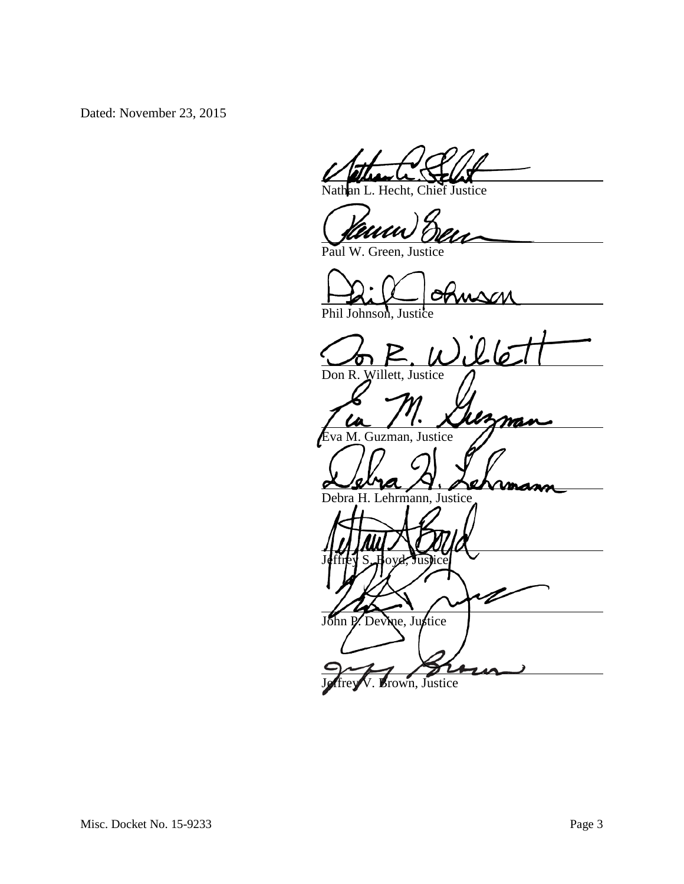Dated: November 23, 2015

\_\_\_\_\_\_\_\_\_\_\_\_\_\_\_\_\_\_\_\_\_\_\_\_\_\_\_\_\_\_\_\_\_\_\_\_
Nathan L. Hecht, Chief Justice

\_\_\_\_\_\_\_\_\_\_\_\_\_\_\_\_\_\_\_\_\_\_\_\_\_\_\_\_\_\_\_\_\_\_\_\_
Paul W. Green, Justice

\_\_\_\_\_\_\_\_\_\_\_\_\_\_\_\_\_\_\_\_\_\_\_\_\_\_\_\_\_\_\_\_\_\_\_\_
Phil Johnson, Justice

\_\_\_\_\_\_\_\_\_\_\_\_\_\_\_\_\_\_\_\_\_\_\_\_\_\_\_\_\_\_\_\_\_\_\_\_
Don R. Willett, Justice

\_\_\_\_\_\_\_\_\_\_\_\_\_\_\_\_\_\_\_\_\_\_\_\_\_\_\_\_\_\_\_\_\_\_\_\_
Eva M. Guzman, Justice

\_\_\_\_\_\_\_\_\_\_\_\_\_\_\_\_\_\_\_\_\_\_\_\_\_\_\_\_\_\_\_\_\_\_\_\_
Debra H. Lehrmann, Justice

\_\_\_\_\_\_\_\_\_\_\_\_\_\_\_\_\_\_\_\_\_\_\_\_\_\_\_\_\_\_\_\_\_\_\_\_
Jeffrey S. Boyd, Justice

\_\_\_\_\_\_\_\_\_\_\_\_\_\_\_\_\_\_\_\_\_\_\_\_\_\_\_\_\_\_\_\_\_\_\_\_
John P. Devine, Justice

\_\_\_\_\_\_\_\_\_\_\_\_\_\_\_\_\_\_\_\_\_\_\_\_\_\_\_\_\_\_\_\_\_\_\_\_
Jeffrey V. Brown, Justice

Misc. Docket No. 15-9233